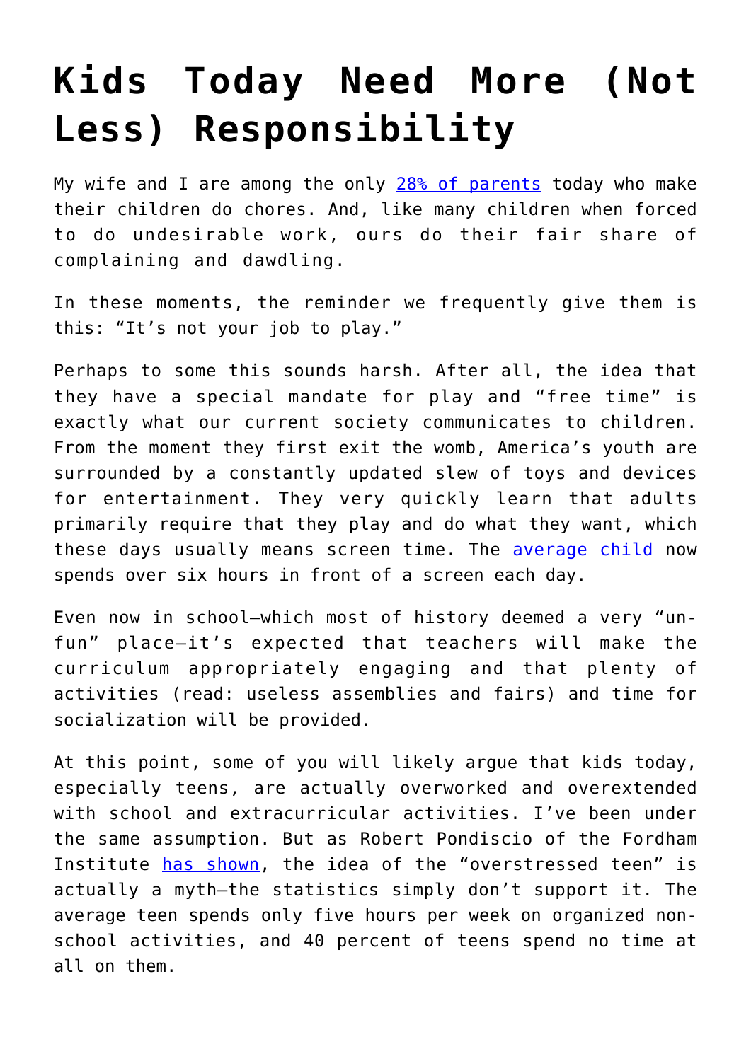# Kids Today Need More (Not Less) Responsibility

My wife and I are among the only 28% of parents today who make their children do chores. And, like many children when forced to do undesirable work, ours do their fair share of complaining and dawdling.

In these moments, the reminder we frequently give them is this: "It's not your job to play."

Perhaps to some this sounds harsh. After all, the idea that they have a special mandate for play and "free time" is exactly what our current society communicates to children. From the moment they first exit the womb, America's youth are surrounded by a constantly updated slew of toys and devices for entertainment. They very quickly learn that adults primarily require that they play and do what they want, which these days usually means screen time. The average child now spends over six hours in front of a screen each day.

Even now in school—which most of history deemed a very "un-fun" place—it's expected that teachers will make the curriculum appropriately engaging and that plenty of activities (read: useless assemblies and fairs) and time for socialization will be provided.

At this point, some of you will likely argue that kids today, especially teens, are actually overworked and overextended with school and extracurricular activities. I've been under the same assumption. But as Robert Pondiscio of the Fordham Institute has shown, the idea of the "overstressed teen" is actually a myth—the statistics simply don't support it. The average teen spends only five hours per week on organized non-school activities, and 40 percent of teens spend no time at all on them.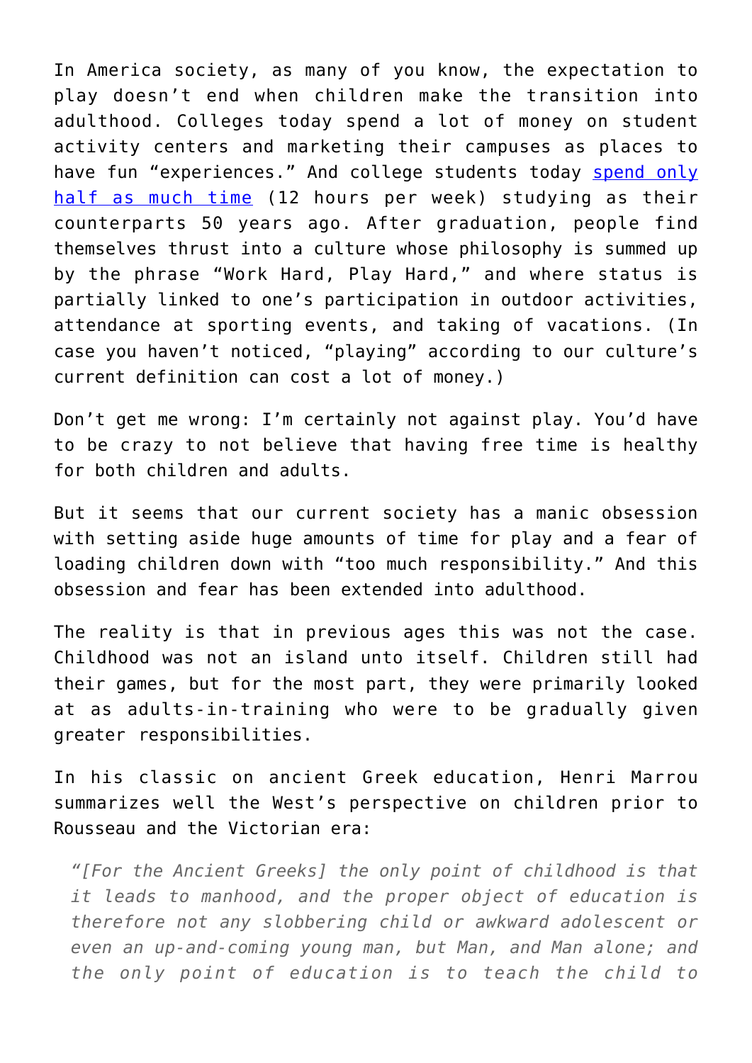In America society, as many of you know, the expectation to play doesn't end when children make the transition into adulthood. Colleges today spend a lot of money on student activity centers and marketing their campuses as places to have fun "experiences." And college students today [spend only half as much time]() (12 hours per week) studying as their counterparts 50 years ago. After graduation, people find themselves thrust into a culture whose philosophy is summed up by the phrase "Work Hard, Play Hard," and where status is partially linked to one's participation in outdoor activities, attendance at sporting events, and taking of vacations. (In case you haven't noticed, "playing" according to our culture's current definition can cost a lot of money.)

Don't get me wrong: I'm certainly not against play. You'd have to be crazy to not believe that having free time is healthy for both children and adults.

But it seems that our current society has a manic obsession with setting aside huge amounts of time for play and a fear of loading children down with "too much responsibility." And this obsession and fear has been extended into adulthood.

The reality is that in previous ages this was not the case. Childhood was not an island unto itself. Children still had their games, but for the most part, they were primarily looked at as adults-in-training who were to be gradually given greater responsibilities.

In his classic on ancient Greek education, Henri Marrou summarizes well the West's perspective on children prior to Rousseau and the Victorian era:

> *"[For the Ancient Greeks] the only point of childhood is that it leads to manhood, and the proper object of education is therefore not any slobbering child or awkward adolescent or even an up-and-coming young man, but Man, and Man alone; and the only point of education is to teach the child to*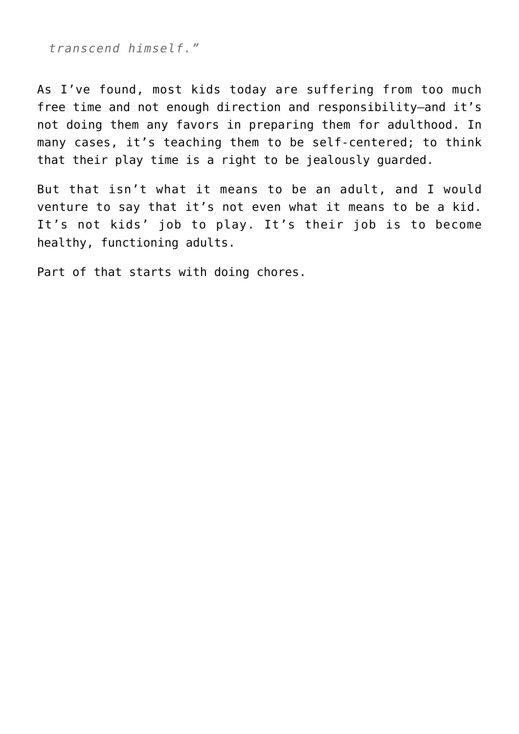*transcend himself."*

As I've found, most kids today are suffering from too much free time and not enough direction and responsibility—and it's not doing them any favors in preparing them for adulthood. In many cases, it's teaching them to be self-centered; to think that their play time is a right to be jealously guarded.

But that isn't what it means to be an adult, and I would venture to say that it's not even what it means to be a kid. It's not kids' job to play. It's their job is to become healthy, functioning adults.

Part of that starts with doing chores.